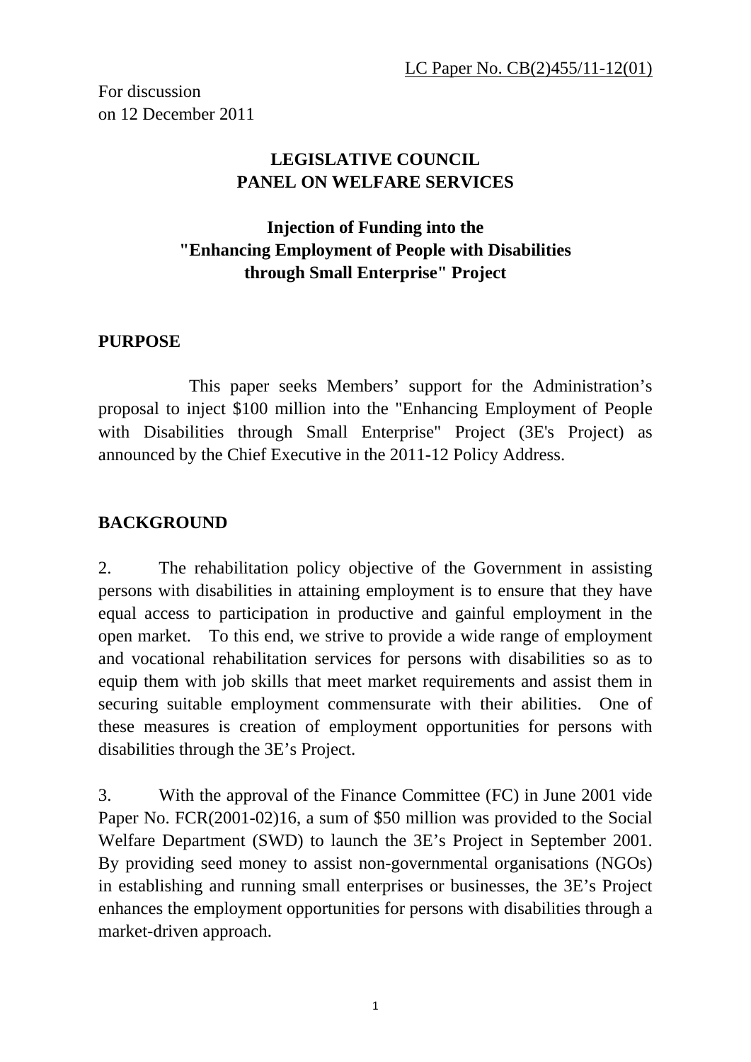LC Paper No. CB(2)455/11-12(01)

For discussion
on 12 December 2011

# LEGISLATIVE COUNCIL
# PANEL ON WELFARE SERVICES

## Injection of Funding into the "Enhancing Employment of People with Disabilities through Small Enterprise" Project

### PURPOSE

This paper seeks Members' support for the Administration's proposal to inject $100 million into the "Enhancing Employment of People with Disabilities through Small Enterprise" Project (3E's Project) as announced by the Chief Executive in the 2011-12 Policy Address.

### BACKGROUND

2. The rehabilitation policy objective of the Government in assisting persons with disabilities in attaining employment is to ensure that they have equal access to participation in productive and gainful employment in the open market. To this end, we strive to provide a wide range of employment and vocational rehabilitation services for persons with disabilities so as to equip them with job skills that meet market requirements and assist them in securing suitable employment commensurate with their abilities. One of these measures is creation of employment opportunities for persons with disabilities through the 3E's Project.

3. With the approval of the Finance Committee (FC) in June 2001 vide Paper No. FCR(2001-02)16, a sum of $50 million was provided to the Social Welfare Department (SWD) to launch the 3E's Project in September 2001. By providing seed money to assist non-governmental organisations (NGOs) in establishing and running small enterprises or businesses, the 3E's Project enhances the employment opportunities for persons with disabilities through a market-driven approach.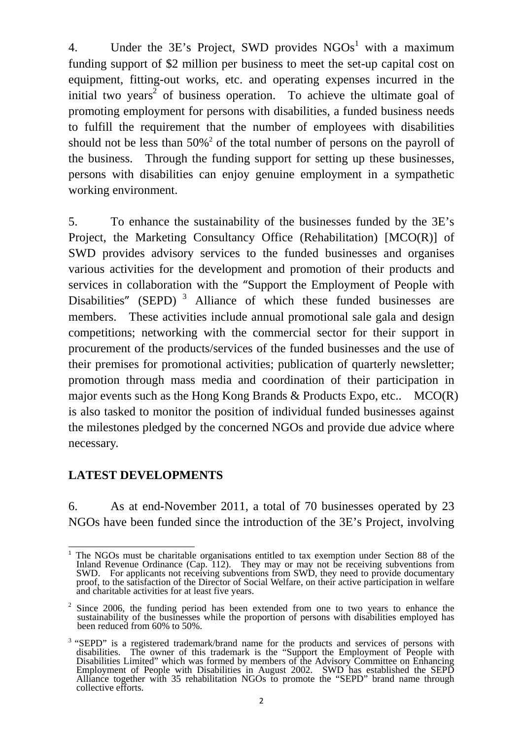4. Under the 3E's Project, SWD provides NGOs[1] with a maximum funding support of $2 million per business to meet the set-up capital cost on equipment, fitting-out works, etc. and operating expenses incurred in the initial two years[2] of business operation. To achieve the ultimate goal of promoting employment for persons with disabilities, a funded business needs to fulfill the requirement that the number of employees with disabilities should not be less than 50%[2] of the total number of persons on the payroll of the business. Through the funding support for setting up these businesses, persons with disabilities can enjoy genuine employment in a sympathetic working environment.

5. To enhance the sustainability of the businesses funded by the 3E's Project, the Marketing Consultancy Office (Rehabilitation) [MCO(R)] of SWD provides advisory services to the funded businesses and organises various activities for the development and promotion of their products and services in collaboration with the "Support the Employment of People with Disabilities" (SEPD) [3] Alliance of which these funded businesses are members. These activities include annual promotional sale gala and design competitions; networking with the commercial sector for their support in procurement of the products/services of the funded businesses and the use of their premises for promotional activities; publication of quarterly newsletter; promotion through mass media and coordination of their participation in major events such as the Hong Kong Brands & Products Expo, etc.. MCO(R) is also tasked to monitor the position of individual funded businesses against the milestones pledged by the concerned NGOs and provide due advice where necessary.

## LATEST DEVELOPMENTS

6. As at end-November 2011, a total of 70 businesses operated by 23 NGOs have been funded since the introduction of the 3E's Project, involving

---

[1] The NGOs must be charitable organisations entitled to tax exemption under Section 88 of the Inland Revenue Ordinance (Cap. 112). They may or may not be receiving subventions from SWD. For applicants not receiving subventions from SWD, they need to provide documentary proof, to the satisfaction of the Director of Social Welfare, on their active participation in welfare and charitable activities for at least five years.

[2] Since 2006, the funding period has been extended from one to two years to enhance the sustainability of the businesses while the proportion of persons with disabilities employed has been reduced from 60% to 50%.

[3] "SEPD" is a registered trademark/brand name for the products and services of persons with disabilities. The owner of this trademark is the "Support the Employment of People with Disabilities Limited" which was formed by members of the Advisory Committee on Enhancing Employment of People with Disabilities in August 2002. SWD has established the SEPD Alliance together with 35 rehabilitation NGOs to promote the "SEPD" brand name through collective efforts.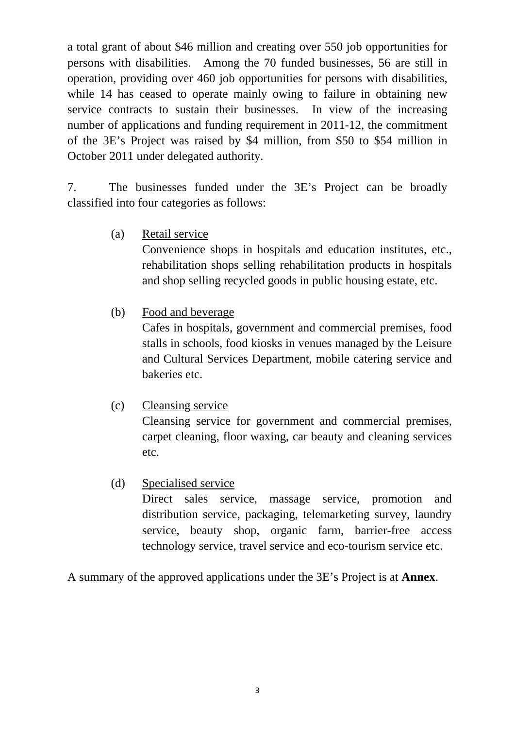a total grant of about $46 million and creating over 550 job opportunities for persons with disabilities. Among the 70 funded businesses, 56 are still in operation, providing over 460 job opportunities for persons with disabilities, while 14 has ceased to operate mainly owing to failure in obtaining new service contracts to sustain their businesses. In view of the increasing number of applications and funding requirement in 2011-12, the commitment of the 3E's Project was raised by $4 million, from $50 to $54 million in October 2011 under delegated authority.

7. The businesses funded under the 3E's Project can be broadly classified into four categories as follows:

(a) <u>Retail service</u>
Convenience shops in hospitals and education institutes, etc., rehabilitation shops selling rehabilitation products in hospitals and shop selling recycled goods in public housing estate, etc.

(b) <u>Food and beverage</u>
Cafes in hospitals, government and commercial premises, food stalls in schools, food kiosks in venues managed by the Leisure and Cultural Services Department, mobile catering service and bakeries etc.

(c) <u>Cleansing service</u>
Cleansing service for government and commercial premises, carpet cleaning, floor waxing, car beauty and cleaning services etc.

(d) <u>Specialised service</u>
Direct sales service, massage service, promotion and distribution service, packaging, telemarketing survey, laundry service, beauty shop, organic farm, barrier-free access technology service, travel service and eco-tourism service etc.

A summary of the approved applications under the 3E's Project is at **Annex**.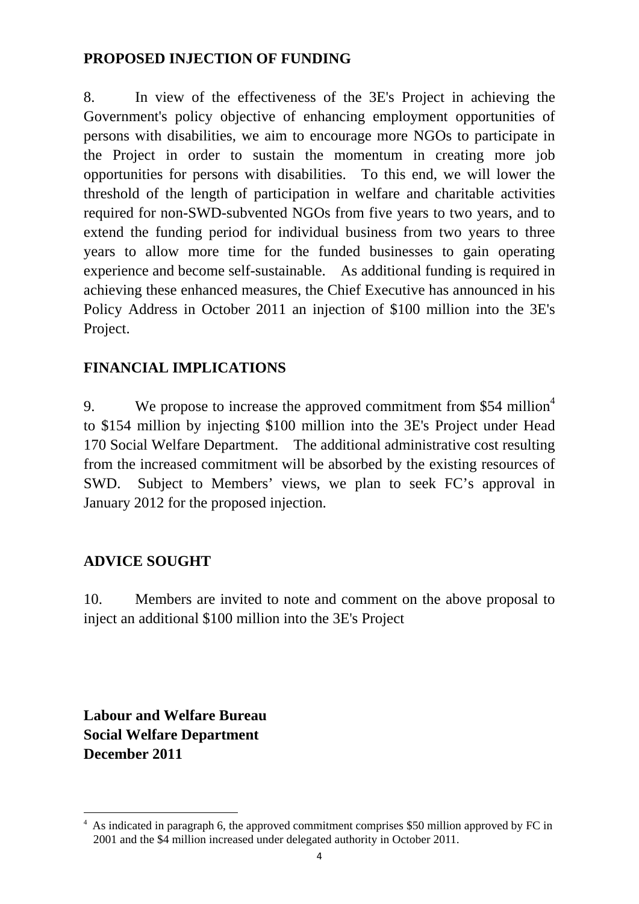## PROPOSED INJECTION OF FUNDING

8. In view of the effectiveness of the 3E's Project in achieving the Government's policy objective of enhancing employment opportunities of persons with disabilities, we aim to encourage more NGOs to participate in the Project in order to sustain the momentum in creating more job opportunities for persons with disabilities. To this end, we will lower the threshold of the length of participation in welfare and charitable activities required for non-SWD-subvented NGOs from five years to two years, and to extend the funding period for individual business from two years to three years to allow more time for the funded businesses to gain operating experience and become self-sustainable. As additional funding is required in achieving these enhanced measures, the Chief Executive has announced in his Policy Address in October 2011 an injection of $100 million into the 3E's Project.

## FINANCIAL IMPLICATIONS

9. We propose to increase the approved commitment from $54 million[4] to $154 million by injecting $100 million into the 3E's Project under Head 170 Social Welfare Department. The additional administrative cost resulting from the increased commitment will be absorbed by the existing resources of SWD. Subject to Members' views, we plan to seek FC's approval in January 2012 for the proposed injection.

## ADVICE SOUGHT

10. Members are invited to note and comment on the above proposal to inject an additional $100 million into the 3E's Project

**Labour and Welfare Bureau**
**Social Welfare Department**
**December 2011**

---

[4] As indicated in paragraph 6, the approved commitment comprises $50 million approved by FC in 2001 and the $4 million increased under delegated authority in October 2011.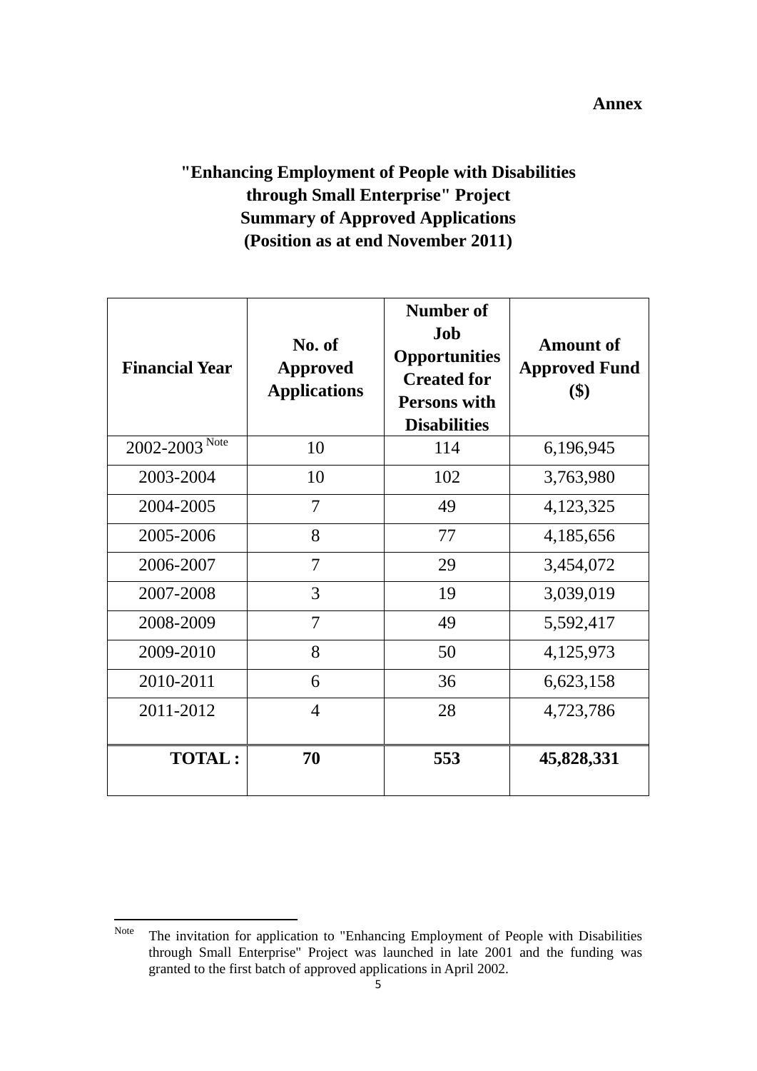**Annex**

# "Enhancing Employment of People with Disabilities through Small Enterprise" Project Summary of Approved Applications (Position as at end November 2011)

| Financial Year | No. of Approved Applications | Number of Job Opportunities Created for Persons with Disabilities | Amount of Approved Fund ($) |
|---|---|---|---|
| 2002-2003 [Note] | 10 | 114 | 6,196,945 |
| 2003-2004 | 10 | 102 | 3,763,980 |
| 2004-2005 | 7 | 49 | 4,123,325 |
| 2005-2006 | 8 | 77 | 4,185,656 |
| 2006-2007 | 7 | 29 | 3,454,072 |
| 2007-2008 | 3 | 19 | 3,039,019 |
| 2008-2009 | 7 | 49 | 5,592,417 |
| 2009-2010 | 8 | 50 | 4,125,973 |
| 2010-2011 | 6 | 36 | 6,623,158 |
| 2011-2012 | 4 | 28 | 4,723,786 |
| **TOTAL :** | **70** | **553** | **45,828,331** |

[Note] The invitation for application to "Enhancing Employment of People with Disabilities through Small Enterprise" Project was launched in late 2001 and the funding was granted to the first batch of approved applications in April 2002.